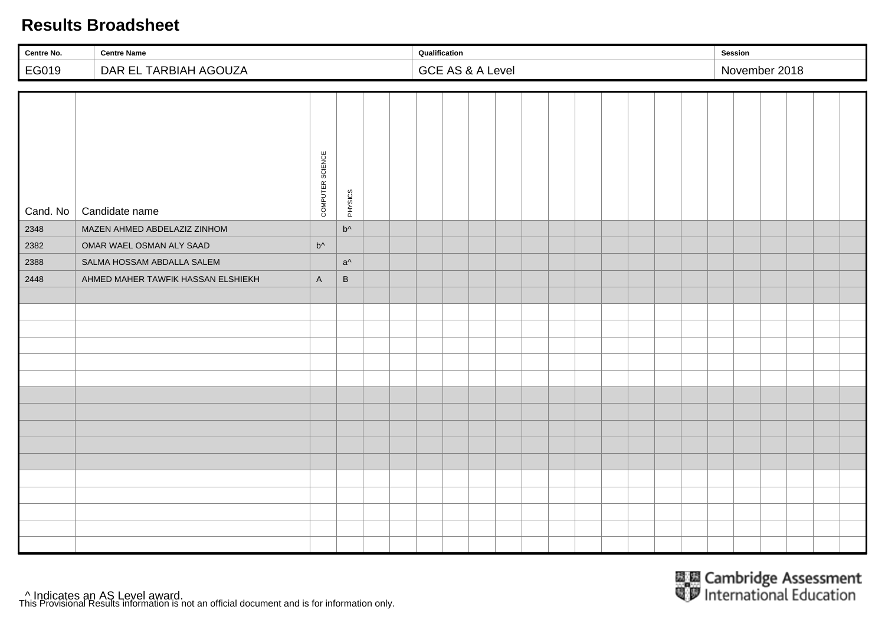# Results Broadsheet

| Centre No. | Centre Name | Qualification | Session |
|---|---|---|---|
| EG019 | DAR EL TARBIAH AGOUZA | GCE AS & A Level | November 2018 |

| Cand. No | Candidate name | COMPUTER SCIENCE | PHYSICS |
|---|---|---|---|
| 2348 | MAZEN AHMED ABDELAZIZ ZINHOM | | b^ |
| 2382 | OMAR WAEL OSMAN ALY SAAD | b^ | |
| 2388 | SALMA HOSSAM ABDALLA SALEM | | a^ |
| 2448 | AHMED MAHER TAWFIK HASSAN ELSHIEKH | A | B |

^ Indicates an AS Level award.

This Provisional Results information is not an official document and is for information only.

Cambridge Assessment International Education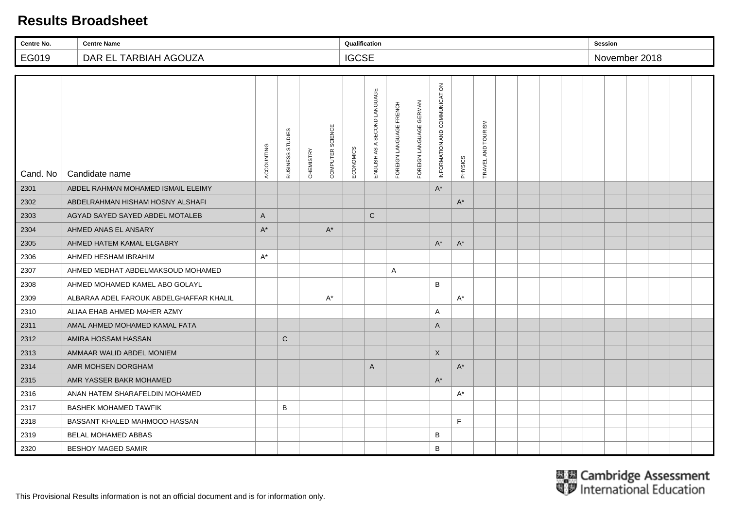# Results Broadsheet

| Centre No. | Centre Name | Qualification | Session |
|---|---|---|---|
| EG019 | DAR EL TARBIAH AGOUZA | IGCSE | November 2018 |

| Cand. No | Candidate name | ACCOUNTING | BUSINESS STUDIES | CHEMISTRY | COMPUTER SCIENCE | ECONOMICS | ENGLISH AS A SECOND LANGUAGE | FOREIGN LANGUAGE FRENCH | FOREIGN LANGUAGE GERMAN | INFORMATION AND COMMUNICATION | PHYSICS | TRAVEL AND TOURISM |
|---|---|---|---|---|---|---|---|---|---|---|---|---|
| 2301 | ABDEL RAHMAN MOHAMED ISMAIL ELEIMY | | | | | | | | | A* | | |
| 2302 | ABDELRAHMAN HISHAM HOSNY ALSHAFI | | | | | | | | | | A* | |
| 2303 | AGYAD SAYED SAYED ABDEL MOTALEB | A | | | | | C | | | | | |
| 2304 | AHMED ANAS EL ANSARY | A* | | | A* | | | | | | | |
| 2305 | AHMED HATEM KAMAL ELGABRY | | | | | | | | | A* | A* | |
| 2306 | AHMED HESHAM IBRAHIM | A* | | | | | | | | | | |
| 2307 | AHMED MEDHAT ABDELMAKSOUD MOHAMED | | | | | | | A | | | | |
| 2308 | AHMED MOHAMED KAMEL ABO GOLAYL | | | | | | | | | B | | |
| 2309 | ALBARAA ADEL FAROUK ABDELGHAFFAR KHALIL | | | | A* | | | | | | A* | |
| 2310 | ALIAA EHAB AHMED MAHER AZMY | | | | | | | | | A | | |
| 2311 | AMAL AHMED MOHAMED KAMAL FATA | | | | | | | | | A | | |
| 2312 | AMIRA HOSSAM HASSAN | | C | | | | | | | | | |
| 2313 | AMMAAR WALID ABDEL MONIEM | | | | | | | | | X | | |
| 2314 | AMR MOHSEN DORGHAM | | | | | | A | | | | A* | |
| 2315 | AMR YASSER BAKR MOHAMED | | | | | | | | | A* | | |
| 2316 | ANAN HATEM SHARAFELDIN MOHAMED | | | | | | | | | | A* | |
| 2317 | BASHEK MOHAMED TAWFIK | | B | | | | | | | | | |
| 2318 | BASSANT KHALED MAHMOOD HASSAN | | | | | | | | | | F | |
| 2319 | BELAL MOHAMED ABBAS | | | | | | | | | B | | |
| 2320 | BESHOY MAGED SAMIR | | | | | | | | | B | | |

Cambridge Assessment International Education

This Provisional Results information is not an official document and is for information only.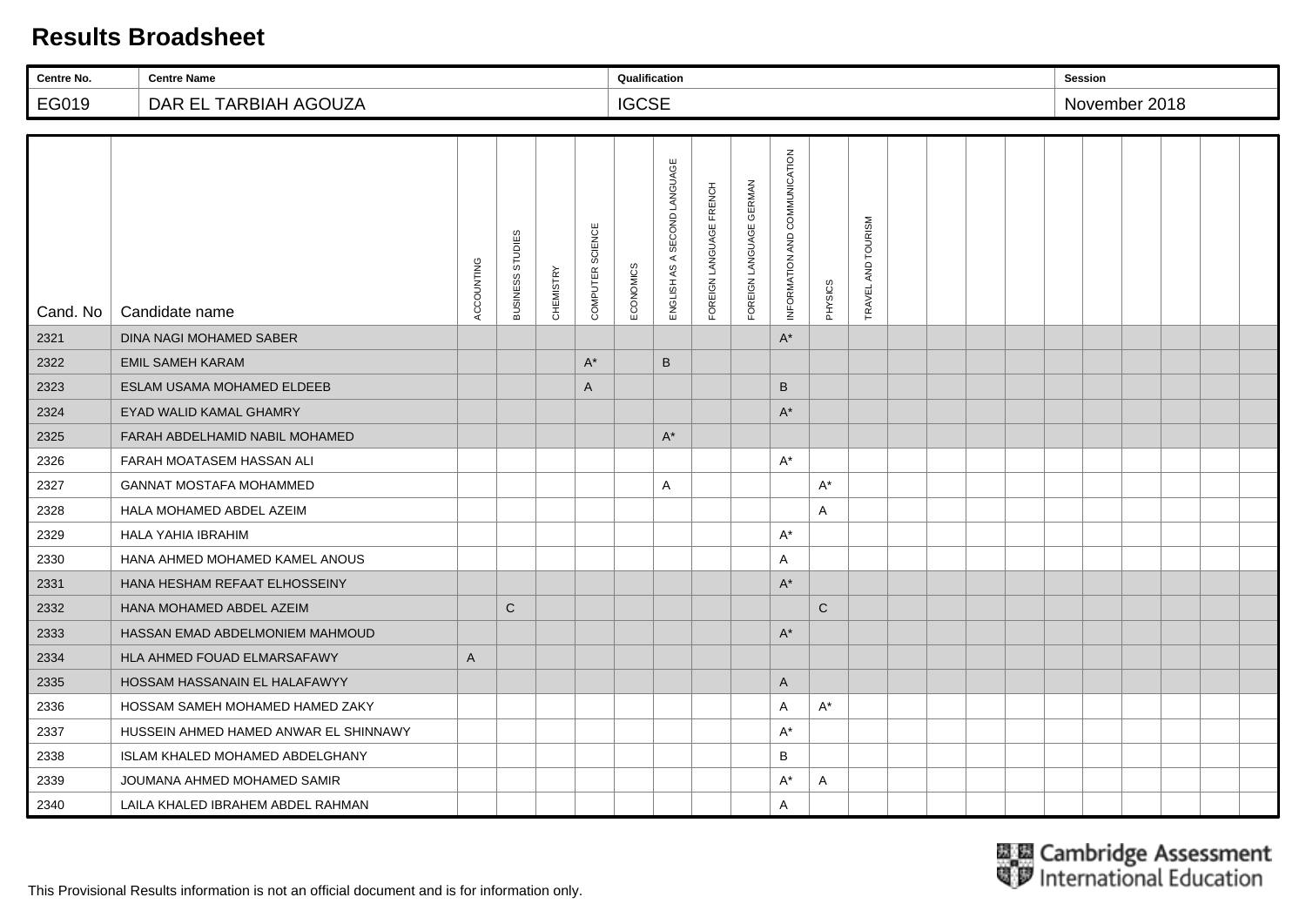# Results Broadsheet

| Centre No. | Centre Name | Qualification | Session |
|---|---|---|---|
| EG019 | DAR EL TARBIAH AGOUZA | IGCSE | November 2018 |

| Cand. No | Candidate name | ACCOUNTING | BUSINESS STUDIES | CHEMISTRY | COMPUTER SCIENCE | ECONOMICS | ENGLISH AS A SECOND LANGUAGE | FOREIGN LANGUAGE FRENCH | FOREIGN LANGUAGE GERMAN | INFORMATION AND COMMUNICATION | PHYSICS | TRAVEL AND TOURISM |
|---|---|---|---|---|---|---|---|---|---|---|---|---|
| 2321 | DINA NAGI MOHAMED SABER | | | | | | | | | A* | | |
| 2322 | EMIL SAMEH KARAM | | | | A* | | B | | | | | |
| 2323 | ESLAM USAMA MOHAMED ELDEEB | | | | A | | | | | B | | |
| 2324 | EYAD WALID KAMAL GHAMRY | | | | | | | | | A* | | |
| 2325 | FARAH ABDELHAMID NABIL MOHAMED | | | | | | A* | | | | | |
| 2326 | FARAH MOATASEM HASSAN ALI | | | | | | | | | A* | | |
| 2327 | GANNAT MOSTAFA MOHAMMED | | | | | | A | | | | A* | |
| 2328 | HALA MOHAMED ABDEL AZEIM | | | | | | | | | | A | |
| 2329 | HALA YAHIA IBRAHIM | | | | | | | | | A* | | |
| 2330 | HANA AHMED MOHAMED KAMEL ANOUS | | | | | | | | | A | | |
| 2331 | HANA HESHAM REFAAT ELHOSSEINY | | | | | | | | | A* | | |
| 2332 | HANA MOHAMED ABDEL AZEIM | | C | | | | | | | | C | |
| 2333 | HASSAN EMAD ABDELMONIEM MAHMOUD | | | | | | | | | A* | | |
| 2334 | HLA AHMED FOUAD ELMARSAFAWY | A | | | | | | | | | | |
| 2335 | HOSSAM HASSANAIN EL HALAFAWYY | | | | | | | | | A | | |
| 2336 | HOSSAM SAMEH MOHAMED HAMED ZAKY | | | | | | | | | A | A* | |
| 2337 | HUSSEIN AHMED HAMED ANWAR EL SHINNAWY | | | | | | | | | A* | | |
| 2338 | ISLAM KHALED MOHAMED ABDELGHANY | | | | | | | | | B | | |
| 2339 | JOUMANA AHMED MOHAMED SAMIR | | | | | | | | | A* | A | |
| 2340 | LAILA KHALED IBRAHEM ABDEL RAHMAN | | | | | | | | | A | | |

This Provisional Results information is not an official document and is for information only.

Cambridge Assessment International Education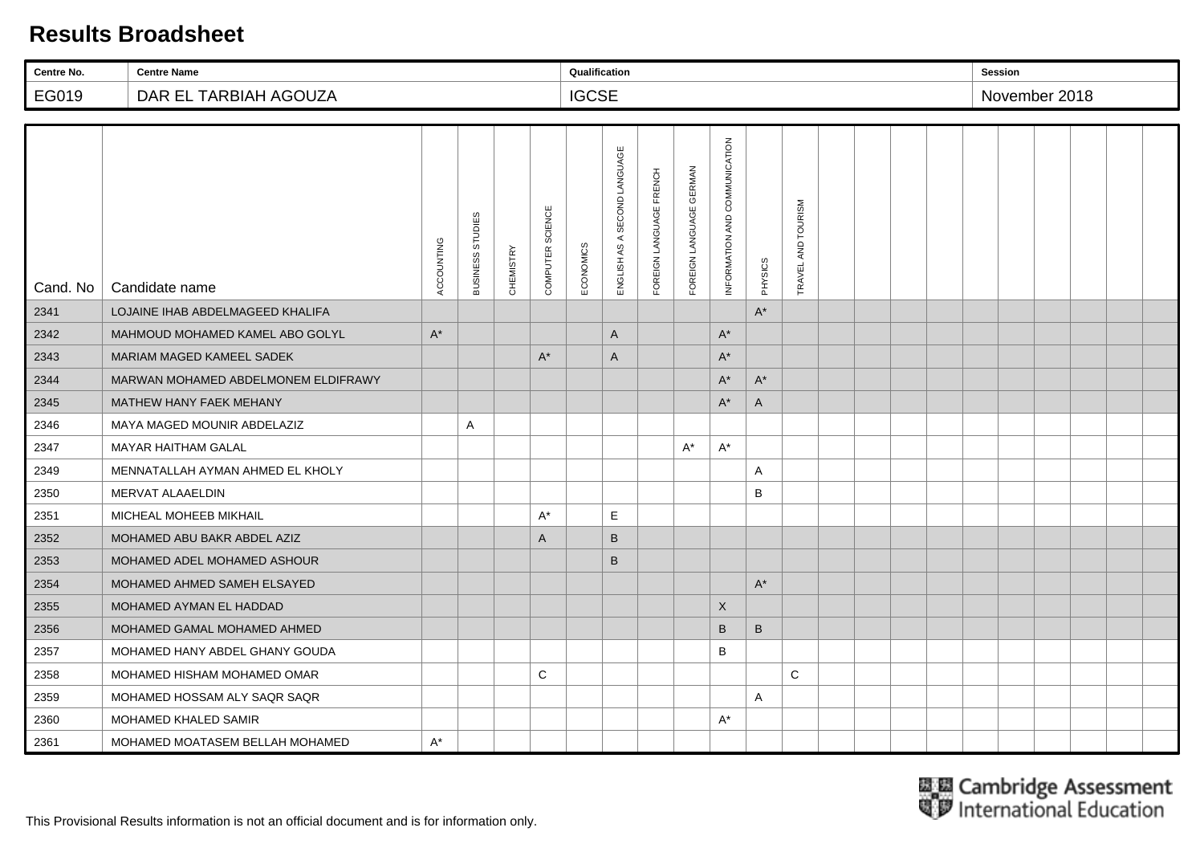# Results Broadsheet

| Centre No. | Centre Name | Qualification | Session |
|---|---|---|---|
| EG019 | DAR EL TARBIAH AGOUZA | IGCSE | November 2018 |

| Cand. No | Candidate name | ACCOUNTING | BUSINESS STUDIES | CHEMISTRY | COMPUTER SCIENCE | ECONOMICS | ENGLISH AS A SECOND LANGUAGE | FOREIGN LANGUAGE FRENCH | FOREIGN LANGUAGE GERMAN | INFORMATION AND COMMUNICATION | PHYSICS | TRAVEL AND TOURISM | | | | | | | | | | |
|---|---|---|---|---|---|---|---|---|---|---|---|---|---|---|---|---|---|---|---|---|---|---|
| 2341 | LOJAINE IHAB ABDELMAGEED KHALIFA | | | | | | | | | | A* | | | | | | | | | | | |
| 2342 | MAHMOUD MOHAMED KAMEL ABO GOLYL | A* | | | | | A | | | A* | | | | | | | | | | | | |
| 2343 | MARIAM MAGED KAMEEL SADEK | | | | A* | | A | | | A* | | | | | | | | | | | | |
| 2344 | MARWAN MOHAMED ABDELMONEM ELDIFRAWY | | | | | | | | | A* | A* | | | | | | | | | | | |
| 2345 | MATHEW HANY FAEK MEHANY | | | | | | | | | A* | A | | | | | | | | | | | |
| 2346 | MAYA MAGED MOUNIR ABDELAZIZ | | A | | | | | | | | | | | | | | | | | | | |
| 2347 | MAYAR HAITHAM GALAL | | | | | | | | A* | A* | | | | | | | | | | | | |
| 2349 | MENNATALLAH AYMAN AHMED EL KHOLY | | | | | | | | | | A | | | | | | | | | | | |
| 2350 | MERVAT ALAAELDIN | | | | | | | | | | B | | | | | | | | | | | |
| 2351 | MICHEAL MOHEEB MIKHAIL | | | | A* | | E | | | | | | | | | | | | | | | |
| 2352 | MOHAMED ABU BAKR ABDEL AZIZ | | | | A | | B | | | | | | | | | | | | | | | |
| 2353 | MOHAMED ADEL MOHAMED ASHOUR | | | | | | B | | | | | | | | | | | | | | | |
| 2354 | MOHAMED AHMED SAMEH ELSAYED | | | | | | | | | | A* | | | | | | | | | | | |
| 2355 | MOHAMED AYMAN EL HADDAD | | | | | | | | | X | | | | | | | | | | | | |
| 2356 | MOHAMED GAMAL MOHAMED AHMED | | | | | | | | | B | B | | | | | | | | | | | |
| 2357 | MOHAMED HANY ABDEL GHANY GOUDA | | | | | | | | | B | | | | | | | | | | | | |
| 2358 | MOHAMED HISHAM MOHAMED OMAR | | | | C | | | | | | | C | | | | | | | | | | |
| 2359 | MOHAMED HOSSAM ALY SAQR SAQR | | | | | | | | | | A | | | | | | | | | | | |
| 2360 | MOHAMED KHALED SAMIR | | | | | | | | | A* | | | | | | | | | | | | |
| 2361 | MOHAMED MOATASEM BELLAH MOHAMED | A* | | | | | | | | | | | | | | | | | | | | |

Cambridge Assessment International Education

This Provisional Results information is not an official document and is for information only.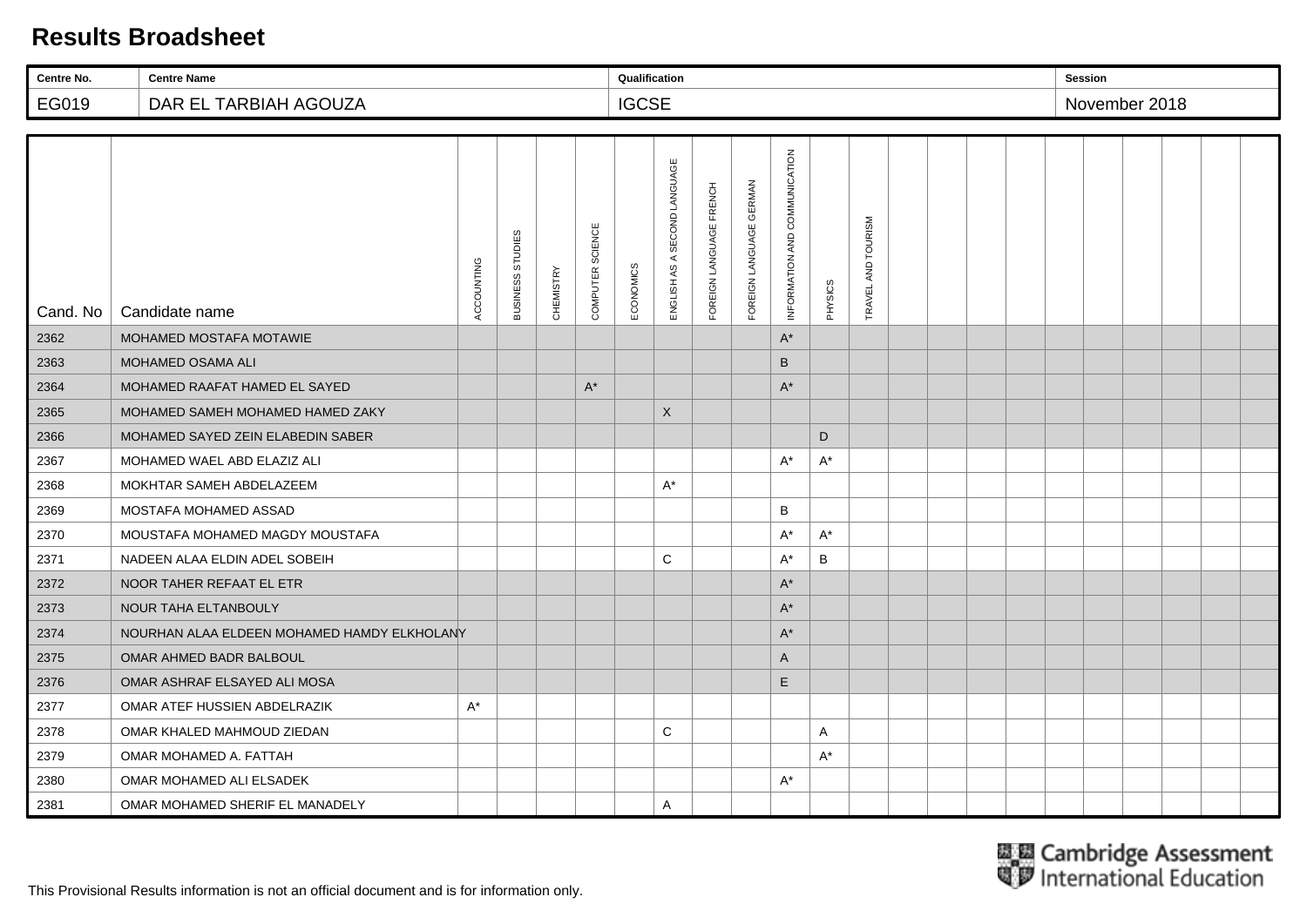# Results Broadsheet

| Centre No. | Centre Name | Qualification | Session |
|---|---|---|---|
| EG019 | DAR EL TARBIAH AGOUZA | IGCSE | November 2018 |

| Cand. No | Candidate name | ACCOUNTING | BUSINESS STUDIES | CHEMISTRY | COMPUTER SCIENCE | ECONOMICS | ENGLISH AS A SECOND LANGUAGE | FOREIGN LANGUAGE FRENCH | FOREIGN LANGUAGE GERMAN | INFORMATION AND COMMUNICATION | PHYSICS | TRAVEL AND TOURISM |
|---|---|---|---|---|---|---|---|---|---|---|---|---|
| 2362 | MOHAMED MOSTAFA MOTAWIE | | | | | | | | | A* | | |
| 2363 | MOHAMED OSAMA ALI | | | | | | | | | B | | |
| 2364 | MOHAMED RAAFAT HAMED EL SAYED | | | | A* | | | | | A* | | |
| 2365 | MOHAMED SAMEH MOHAMED HAMED ZAKY | | | | | | X | | | | | |
| 2366 | MOHAMED SAYED ZEIN ELABEDIN SABER | | | | | | | | | | D | |
| 2367 | MOHAMED WAEL ABD ELAZIZ ALI | | | | | | | | | A* | A* | |
| 2368 | MOKHTAR SAMEH ABDELAZEEM | | | | | | A* | | | | | |
| 2369 | MOSTAFA MOHAMED ASSAD | | | | | | | | | B | | |
| 2370 | MOUSTAFA MOHAMED MAGDY MOUSTAFA | | | | | | | | | A* | A* | |
| 2371 | NADEEN ALAA ELDIN ADEL SOBEIH | | | | | | C | | | A* | B | |
| 2372 | NOOR TAHER REFAAT EL ETR | | | | | | | | | A* | | |
| 2373 | NOUR TAHA ELTANBOULY | | | | | | | | | A* | | |
| 2374 | NOURHAN ALAA ELDEEN MOHAMED HAMDY ELKHOLANY | | | | | | | | | A* | | |
| 2375 | OMAR AHMED BADR BALBOUL | | | | | | | | | A | | |
| 2376 | OMAR ASHRAF ELSAYED ALI MOSA | | | | | | | | | E | | |
| 2377 | OMAR ATEF HUSSIEN ABDELRAZIK | A* | | | | | | | | | | |
| 2378 | OMAR KHALED MAHMOUD ZIEDAN | | | | | | C | | | | A | |
| 2379 | OMAR MOHAMED A. FATTAH | | | | | | | | | | A* | |
| 2380 | OMAR MOHAMED ALI ELSADEK | | | | | | | | | A* | | |
| 2381 | OMAR MOHAMED SHERIF EL MANADELY | | | | | | A | | | | | |

This Provisional Results information is not an official document and is for information only.

Cambridge Assessment International Education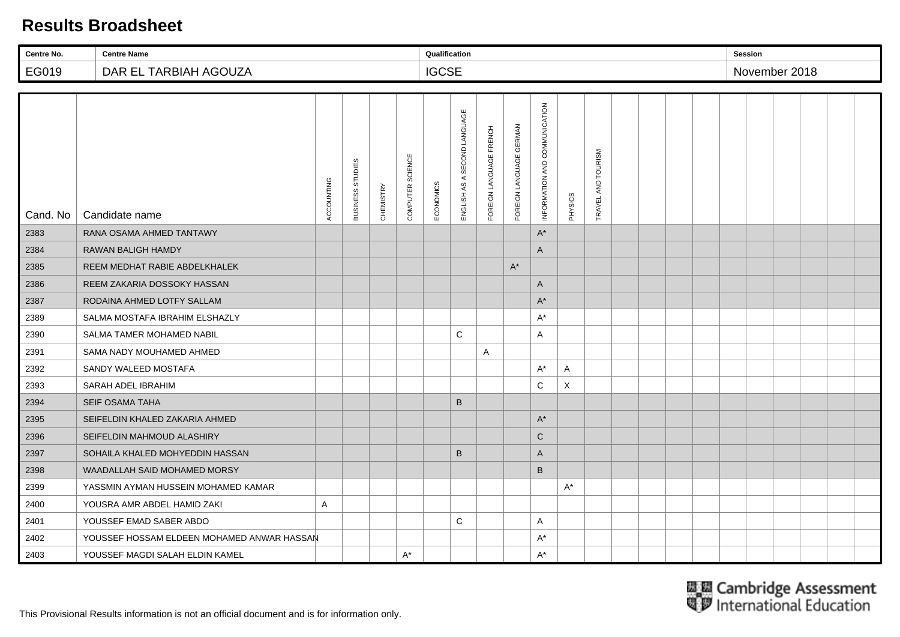# Results Broadsheet

| Centre No. | Centre Name | Qualification | Session |
| --- | --- | --- | --- |
| EG019 | DAR EL TARBIAH AGOUZA | IGCSE | November 2018 |

| Cand. No | Candidate name | ACCOUNTING | BUSINESS STUDIES | CHEMISTRY | COMPUTER SCIENCE | ECONOMICS | ENGLISH AS A SECOND LANGUAGE | FOREIGN LANGUAGE FRENCH | FOREIGN LANGUAGE GERMAN | INFORMATION AND COMMUNICATION | PHYSICS | TRAVEL AND TOURISM |
| --- | --- | --- | --- | --- | --- | --- | --- | --- | --- | --- | --- | --- |
| 2383 | RANA OSAMA AHMED TANTAWY | | | | | | | | | A* | | |
| 2384 | RAWAN BALIGH HAMDY | | | | | | | | | A | | |
| 2385 | REEM MEDHAT RABIE ABDELKHALEK | | | | | | | | A* | | | |
| 2386 | REEM ZAKARIA DOSSOKY HASSAN | | | | | | | | | A | | |
| 2387 | RODAINA AHMED LOTFY SALLAM | | | | | | | | | A* | | |
| 2389 | SALMA MOSTAFA IBRAHIM ELSHAZLY | | | | | | | | | A* | | |
| 2390 | SALMA TAMER MOHAMED NABIL | | | | | | C | | | A | | |
| 2391 | SAMA NADY MOUHAMED AHMED | | | | | | | A | | | | |
| 2392 | SANDY WALEED MOSTAFA | | | | | | | | | A* | A | |
| 2393 | SARAH ADEL IBRAHIM | | | | | | | | | C | X | |
| 2394 | SEIF OSAMA TAHA | | | | | | B | | | | | |
| 2395 | SEIFELDIN KHALED ZAKARIA AHMED | | | | | | | | | A* | | |
| 2396 | SEIFELDIN MAHMOUD ALASHIRY | | | | | | | | | C | | |
| 2397 | SOHAILA KHALED MOHYEDDIN HASSAN | | | | | | B | | | A | | |
| 2398 | WAADALLAH SAID MOHAMED MORSY | | | | | | | | | B | | |
| 2399 | YASSMIN AYMAN HUSSEIN MOHAMED KAMAR | | | | | | | | | | A* | |
| 2400 | YOUSRA AMR ABDEL HAMID ZAKI | A | | | | | | | | | | |
| 2401 | YOUSSEF EMAD SABER ABDO | | | | | | C | | | A | | |
| 2402 | YOUSSEF HOSSAM ELDEEN MOHAMED ANWAR HASSAN | | | | | | | | | A* | | |
| 2403 | YOUSSEF MAGDI SALAH ELDIN KAMEL | | | | A* | | | | | A* | | |

Cambridge Assessment International Education

This Provisional Results information is not an official document and is for information only.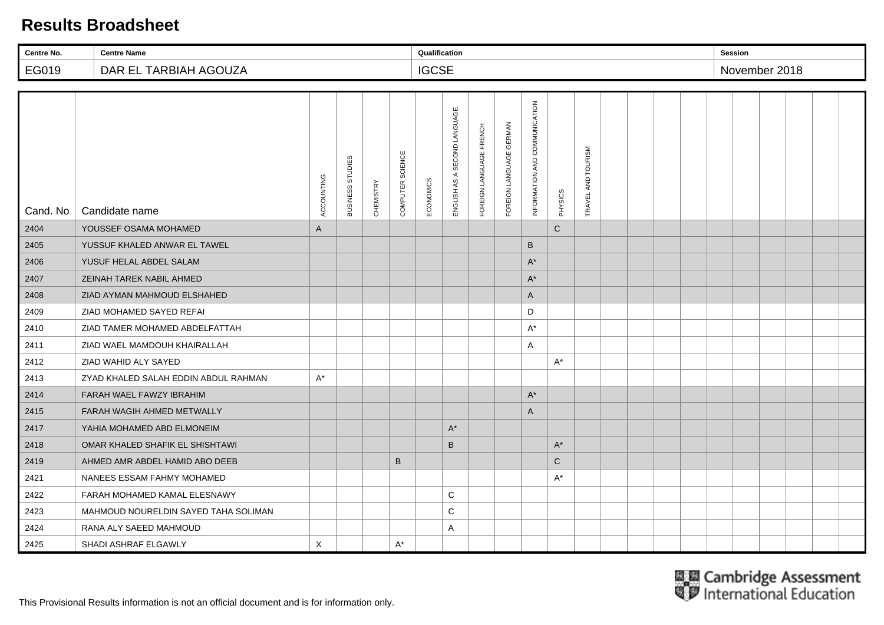# Results Broadsheet

| Centre No. | Centre Name | Qualification | Session |
|---|---|---|---|
| EG019 | DAR EL TARBIAH AGOUZA | IGCSE | November 2018 |

| Cand. No | Candidate name | ACCOUNTING | BUSINESS STUDIES | CHEMISTRY | COMPUTER SCIENCE | ECONOMICS | ENGLISH AS A SECOND LANGUAGE | FOREIGN LANGUAGE FRENCH | FOREIGN LANGUAGE GERMAN | INFORMATION AND COMMUNICATION | PHYSICS | TRAVEL AND TOURISM |
|---|---|---|---|---|---|---|---|---|---|---|---|---|
| 2404 | YOUSSEF OSAMA MOHAMED | A | | | | | | | | | C | |
| 2405 | YUSSUF KHALED ANWAR EL TAWEL | | | | | | | | | B | | |
| 2406 | YUSUF HELAL ABDEL SALAM | | | | | | | | | A* | | |
| 2407 | ZEINAH TAREK NABIL AHMED | | | | | | | | | A* | | |
| 2408 | ZIAD AYMAN MAHMOUD ELSHAHED | | | | | | | | | A | | |
| 2409 | ZIAD MOHAMED SAYED REFAI | | | | | | | | | D | | |
| 2410 | ZIAD TAMER MOHAMED ABDELFATTAH | | | | | | | | | A* | | |
| 2411 | ZIAD WAEL MAMDOUH KHAIRALLAH | | | | | | | | | A | | |
| 2412 | ZIAD WAHID ALY SAYED | | | | | | | | | | A* | |
| 2413 | ZYAD KHALED SALAH EDDIN ABDUL RAHMAN | A* | | | | | | | | | | |
| 2414 | FARAH WAEL FAWZY IBRAHIM | | | | | | | | | A* | | |
| 2415 | FARAH WAGIH AHMED METWALLY | | | | | | | | | A | | |
| 2417 | YAHIA MOHAMED ABD ELMONEIM | | | | | | A* | | | | | |
| 2418 | OMAR KHALED SHAFIK EL SHISHTAWI | | | | | | B | | | | A* | |
| 2419 | AHMED AMR ABDEL HAMID ABO DEEB | | | | B | | | | | | C | |
| 2421 | NANEES ESSAM FAHMY MOHAMED | | | | | | | | | | A* | |
| 2422 | FARAH MOHAMED KAMAL ELESNAWY | | | | | | C | | | | | |
| 2423 | MAHMOUD NOURELDIN SAYED TAHA SOLIMAN | | | | | | C | | | | | |
| 2424 | RANA ALY SAEED MAHMOUD | | | | | | A | | | | | |
| 2425 | SHADI ASHRAF ELGAWLY | X | | | A* | | | | | | | |

Cambridge Assessment International Education

This Provisional Results information is not an official document and is for information only.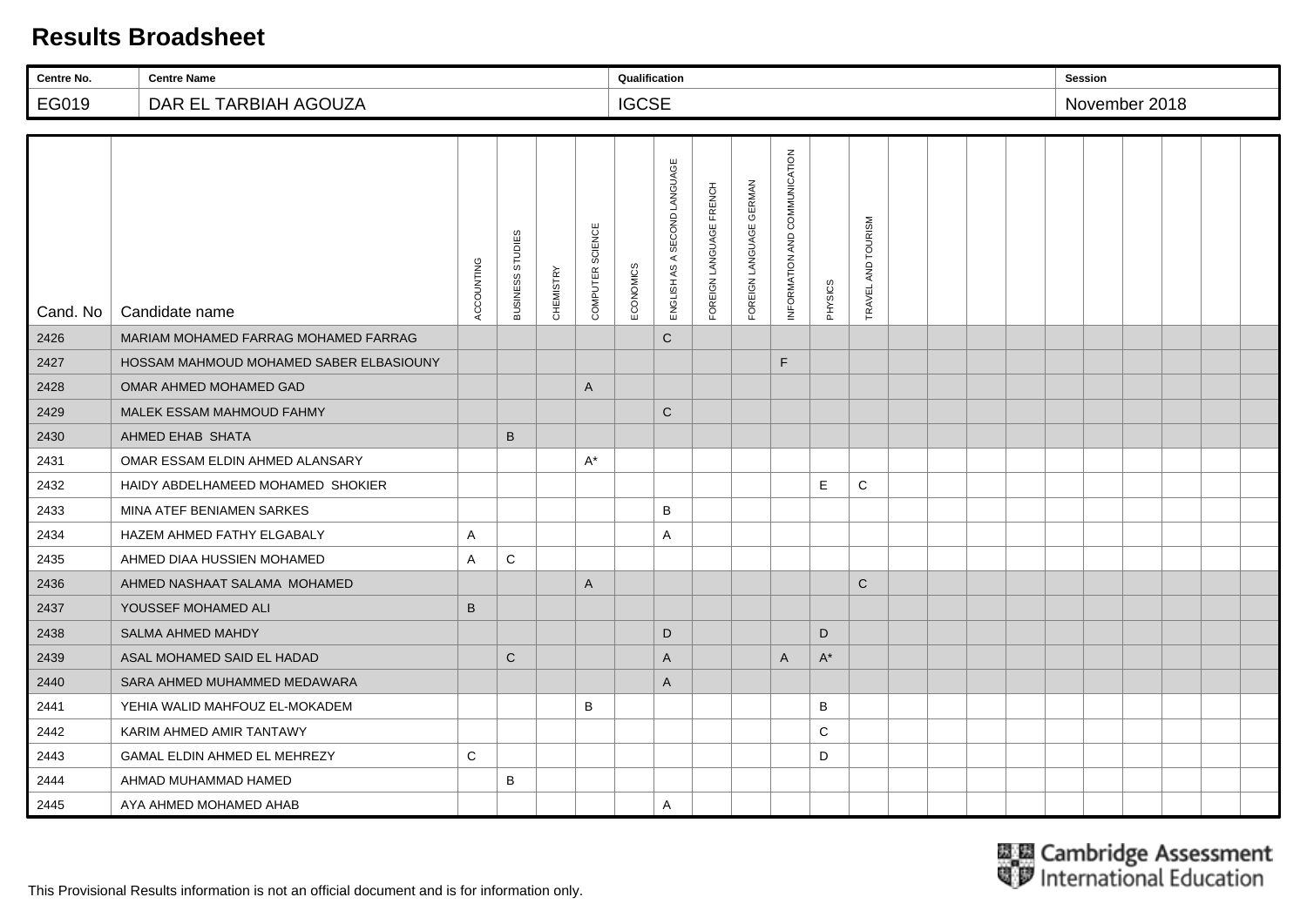# Results Broadsheet

| Centre No. | Centre Name | Qualification | Session |
|---|---|---|---|
| EG019 | DAR EL TARBIAH AGOUZA | IGCSE | November 2018 |

| Cand. No | Candidate name | ACCOUNTING | BUSINESS STUDIES | CHEMISTRY | COMPUTER SCIENCE | ECONOMICS | ENGLISH AS A SECOND LANGUAGE | FOREIGN LANGUAGE FRENCH | FOREIGN LANGUAGE GERMAN | INFORMATION AND COMMUNICATION | PHYSICS | TRAVEL AND TOURISM |
|---|---|---|---|---|---|---|---|---|---|---|---|---|
| 2426 | MARIAM MOHAMED FARRAG MOHAMED FARRAG | | | | | | C | | | | | |
| 2427 | HOSSAM MAHMOUD MOHAMED SABER ELBASIOUNY | | | | | | | | | F | | |
| 2428 | OMAR AHMED MOHAMED GAD | | | | A | | | | | | | |
| 2429 | MALEK ESSAM MAHMOUD FAHMY | | | | | | C | | | | | |
| 2430 | AHMED EHAB SHATA | | B | | | | | | | | | |
| 2431 | OMAR ESSAM ELDIN AHMED ALANSARY | | | | A* | | | | | | | |
| 2432 | HAIDY ABDELHAMEED MOHAMED SHOKIER | | | | | | | | | | E | C |
| 2433 | MINA ATEF BENIAMEN SARKES | | | | | | B | | | | | |
| 2434 | HAZEM AHMED FATHY ELGABALY | A | | | | | A | | | | | |
| 2435 | AHMED DIAA HUSSIEN MOHAMED | A | C | | | | | | | | | |
| 2436 | AHMED NASHAAT SALAMA MOHAMED | | | | A | | | | | | | C |
| 2437 | YOUSSEF MOHAMED ALI | B | | | | | | | | | | |
| 2438 | SALMA AHMED MAHDY | | | | | | D | | | | D | |
| 2439 | ASAL MOHAMED SAID EL HADAD | | C | | | | A | | | A | A* | |
| 2440 | SARA AHMED MUHAMMED MEDAWARA | | | | | | A | | | | | |
| 2441 | YEHIA WALID MAHFOUZ EL-MOKADEM | | | | B | | | | | | B | |
| 2442 | KARIM AHMED AMIR TANTAWY | | | | | | | | | | C | |
| 2443 | GAMAL ELDIN AHMED EL MEHREZY | C | | | | | | | | | D | |
| 2444 | AHMAD MUHAMMAD HAMED | | B | | | | | | | | | |
| 2445 | AYA AHMED MOHAMED AHAB | | | | | | A | | | | | |

Cambridge Assessment International Education

This Provisional Results information is not an official document and is for information only.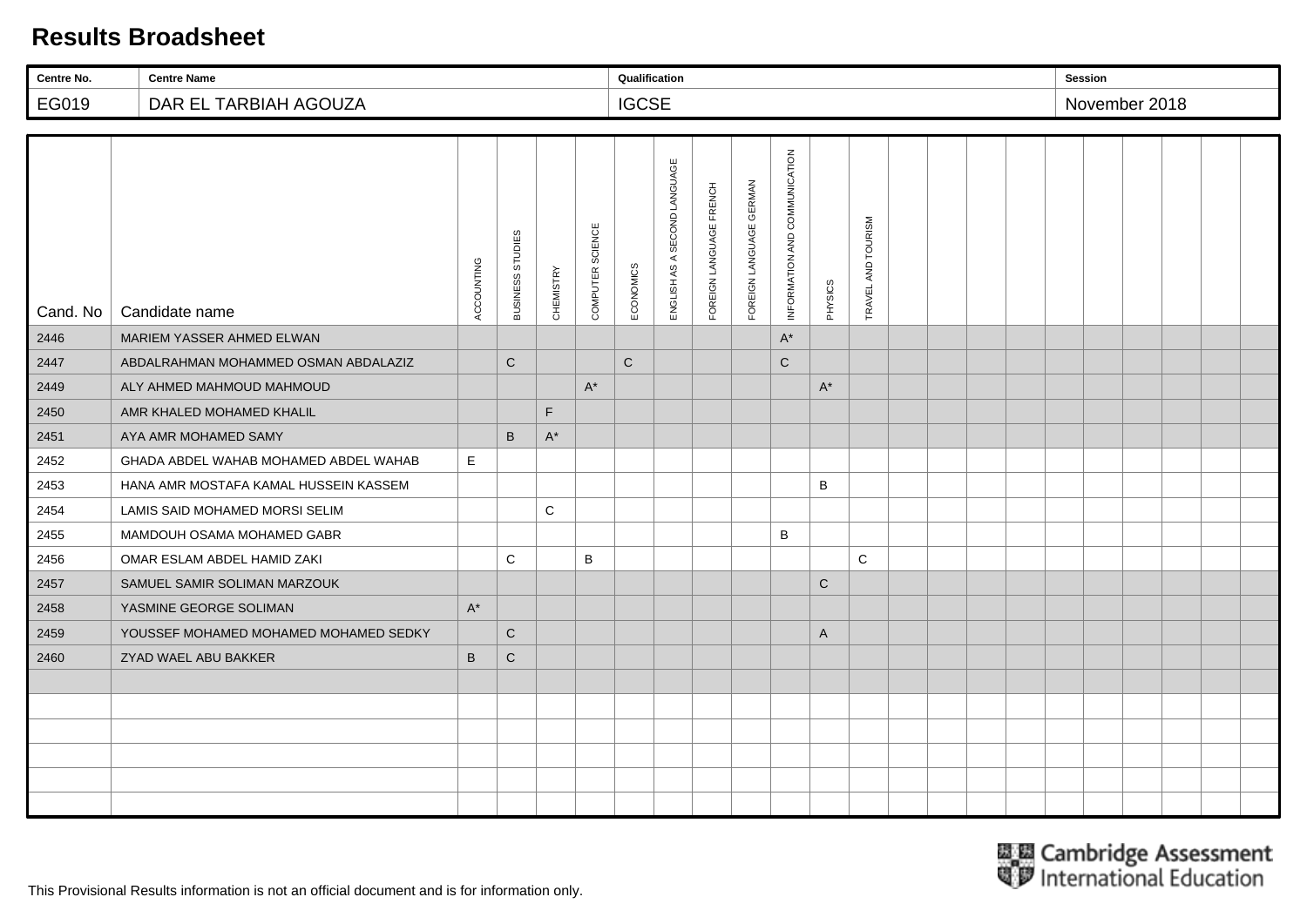# Results Broadsheet

| Centre No. | Centre Name | Qualification | Session |
|---|---|---|---|
| EG019 | DAR EL TARBIAH AGOUZA | IGCSE | November 2018 |

| Cand. No | Candidate name | ACCOUNTING | BUSINESS STUDIES | CHEMISTRY | COMPUTER SCIENCE | ECONOMICS | ENGLISH AS A SECOND LANGUAGE | FOREIGN LANGUAGE FRENCH | FOREIGN LANGUAGE GERMAN | INFORMATION AND COMMUNICATION | PHYSICS | TRAVEL AND TOURISM |
|---|---|---|---|---|---|---|---|---|---|---|---|---|
| 2446 | MARIEM YASSER AHMED ELWAN | | | | | | | | | A* | | |
| 2447 | ABDALRAHMAN MOHAMMED OSMAN ABDALAZIZ | | C | | | C | | | | C | | |
| 2449 | ALY AHMED MAHMOUD MAHMOUD | | | | A* | | | | | | A* | |
| 2450 | AMR KHALED MOHAMED KHALIL | | | F | | | | | | | | |
| 2451 | AYA AMR MOHAMED SAMY | | B | A* | | | | | | | | |
| 2452 | GHADA ABDEL WAHAB MOHAMED ABDEL WAHAB | E | | | | | | | | | | |
| 2453 | HANA AMR MOSTAFA KAMAL HUSSEIN KASSEM | | | | | | | | | | B | |
| 2454 | LAMIS SAID MOHAMED MORSI SELIM | | | C | | | | | | | | |
| 2455 | MAMDOUH OSAMA MOHAMED GABR | | | | | | | | | B | | |
| 2456 | OMAR ESLAM ABDEL HAMID ZAKI | | C | | B | | | | | | | C |
| 2457 | SAMUEL SAMIR SOLIMAN MARZOUK | | | | | | | | | | C | |
| 2458 | YASMINE GEORGE SOLIMAN | A* | | | | | | | | | | |
| 2459 | YOUSSEF MOHAMED MOHAMED MOHAMED SEDKY | | C | | | | | | | | A | |
| 2460 | ZYAD WAEL ABU BAKKER | B | C | | | | | | | | | |

Cambridge Assessment International Education

This Provisional Results information is not an official document and is for information only.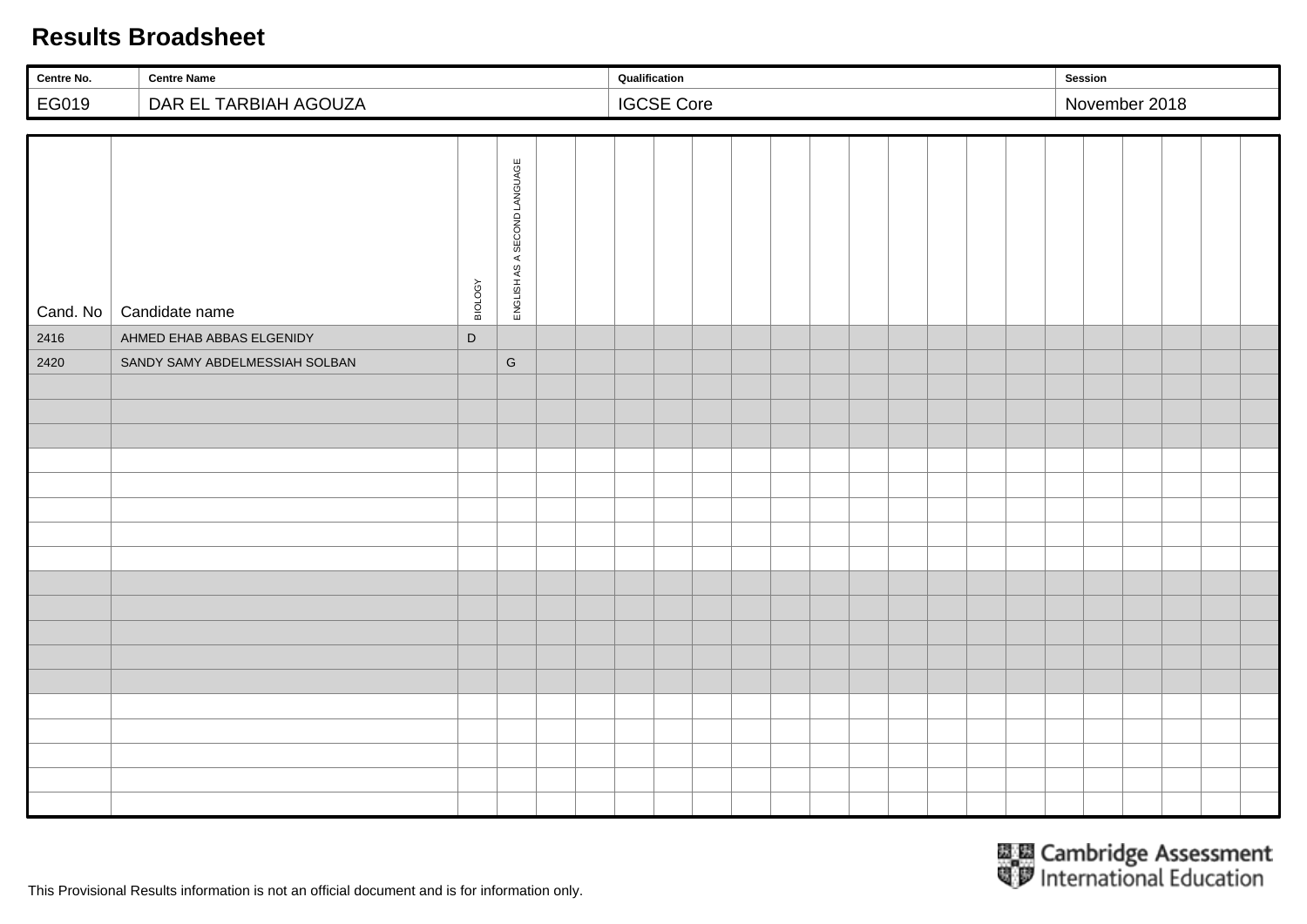# Results Broadsheet

| Centre No. | Centre Name | Qualification | Session |
|---|---|---|---|
| EG019 | DAR EL TARBIAH AGOUZA | IGCSE Core | November 2018 |

| Cand. No | Candidate name | BIOLOGY | ENGLISH AS A SECOND LANGUAGE |
|---|---|---|---|
| 2416 | AHMED EHAB ABBAS ELGENIDY | D | |
| 2420 | SANDY SAMY ABDELMESSIAH SOLBAN | | G |

This Provisional Results information is not an official document and is for information only.

Cambridge Assessment International Education